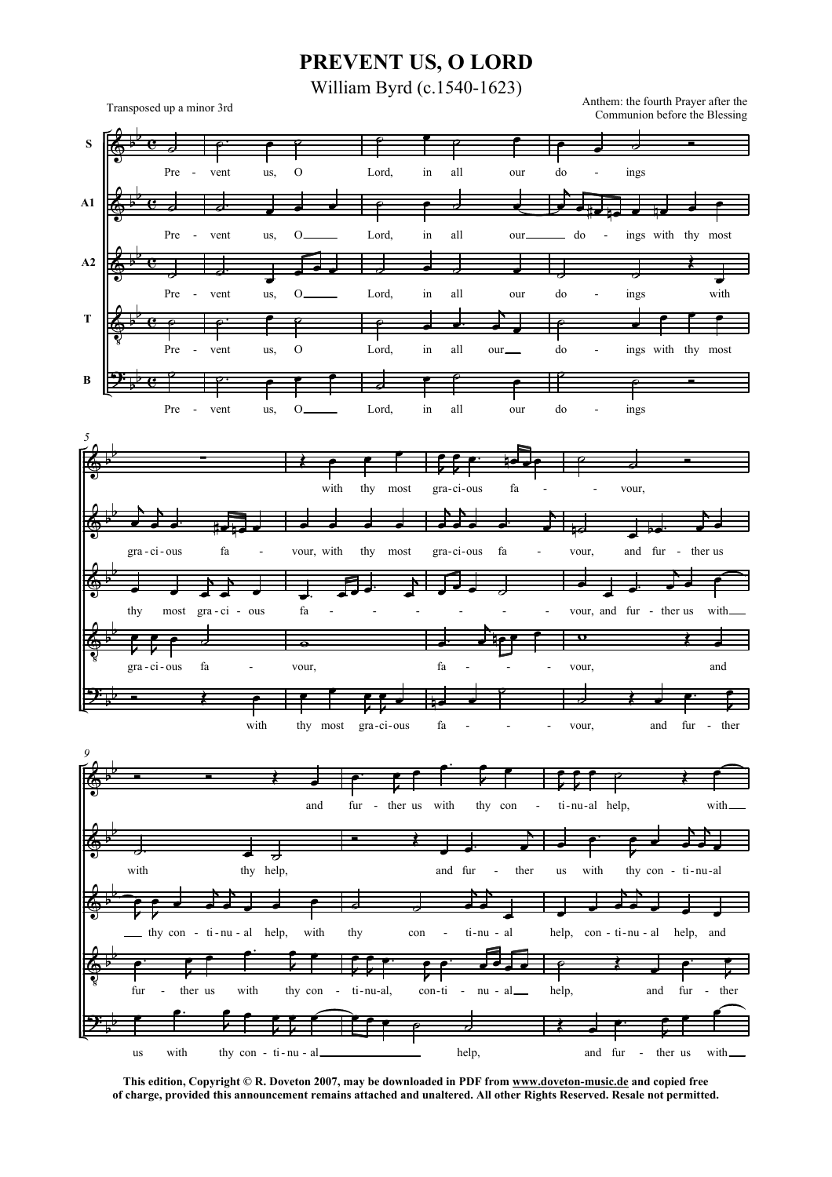# PREVENT US, O LORD

William Byrd (c.1540-1623)

Transposed up a minor 3rd

Anthem: the fourth Prayer after the Communion before the Blessing

This edition, Copyright © R. Doveton 2007, may be downloaded in PDF from www.doveton-music.de and copied free of charge, provided this announcement remains attached and unaltered. All other Rights Reserved. Resale not permitted.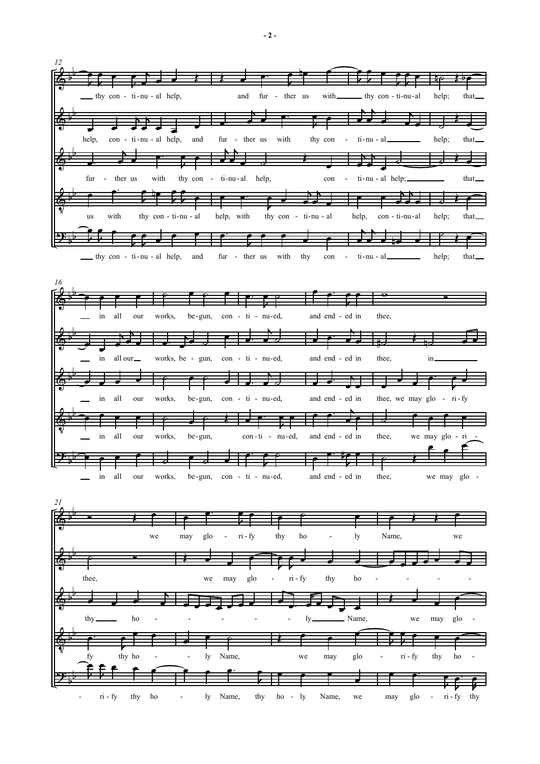12

thy con - ti - nu - al help, and fur - ther us with thy con - ti-nu-al help; that

help, con - ti - nu - al help, and fur - ther us with thy con - ti-nu-al help; that

fur - ther us with thy con - ti-nu-al help, con - ti-nu-al help; that

us with thy con - ti - nu - al help, with thy con - ti-nu-al help, con - ti-nu-al help; that

thy con - ti - nu - al help, and fur - ther us with thy con - ti-nu-al help; that

16

in all our works, be-gun, con - ti - nu-ed, and end - ed in thee,

in all our works, be - gun, con - ti - nu-ed, and end - ed in thee, in

in all our works, be-gun, con - ti - nu-ed, and end - ed in thee, we may glo - ri - fy

in all our works, be-gun, con-ti - nu-ed, and end - ed in thee, we may glo - ri -

in all our works, be-gun, con - ti - nu-ed, and end - ed in thee, we may glo -

21

we may glo - ri - fy thy ho - ly Name, we

thee, we may glo - ri - fy thy ho - - - -

thy ho - - - - - ly Name, we may glo -

fy thy ho - - ly Name, we may glo - ri - fy thy ho -

- ri - fy thy ho - ly Name, thy ho - ly Name, we may glo - ri - fy thy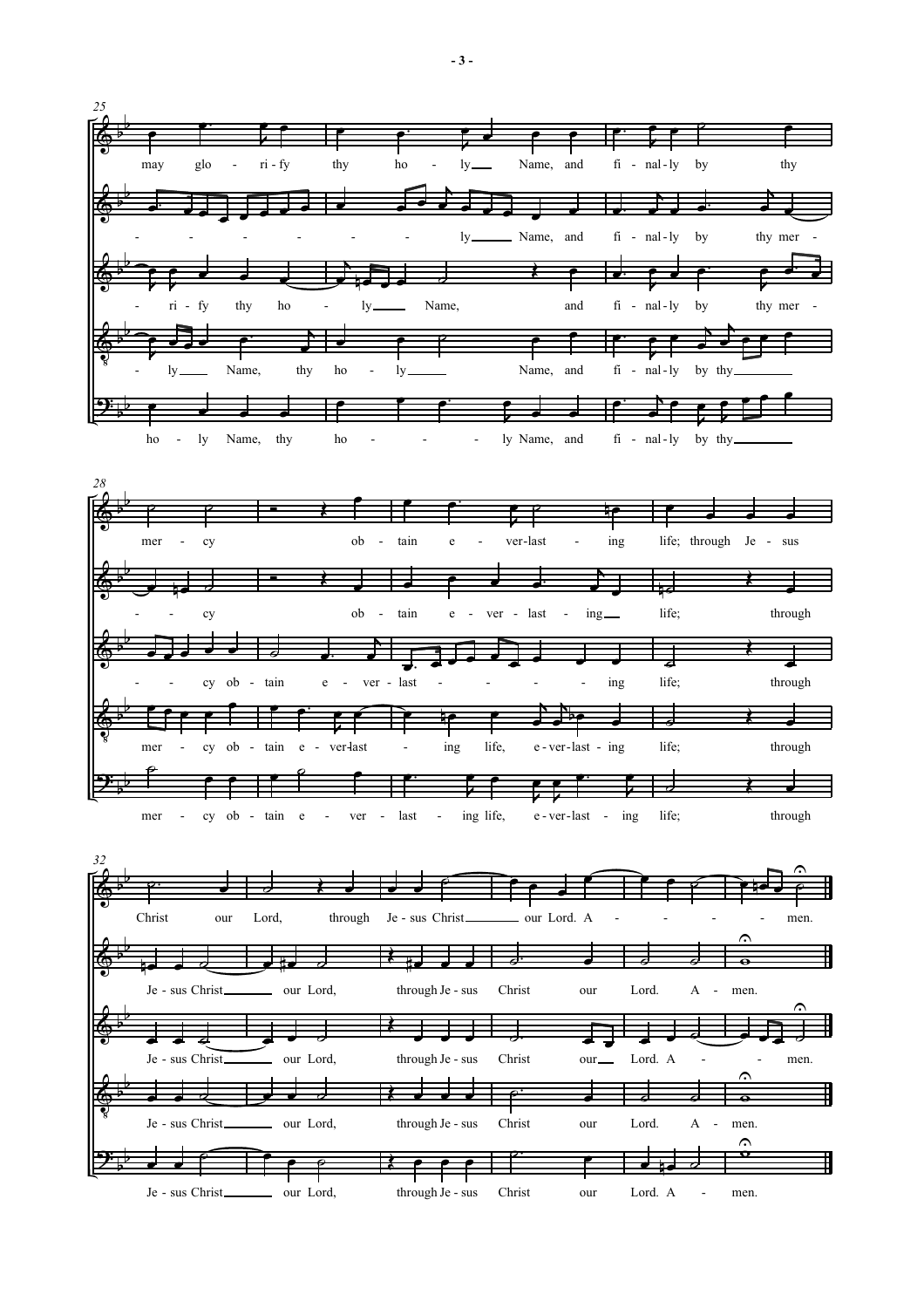25

may glo - ri - fy thy ho - ly Name, and fi - nal - ly by thy

- - - - - - - ly Name, and fi - nal - ly by thy mer -

- ri - fy thy ho - ly Name, and fi - nal - ly by thy mer -

- ly Name, thy ho - ly Name, and fi - nal - ly by thy

ho - ly Name, thy ho - - - ly Name, and fi - nal - ly by thy

28

mer - cy ob - tain e - ver-last - ing life; through Je - sus

- - cy ob - tain e - ver - last - ing life; through

- - cy ob - tain e - ver - last - - - - ing life; through

mer - cy ob - tain e - ver-last - ing life, e - ver-last - ing life; through

mer - cy ob - tain e - ver - last - ing life, e - ver-last - ing life; through

32

Christ our Lord, through Je - sus Christ our Lord. A - - - - men.

Je - sus Christ our Lord, through Je - sus Christ our Lord. A - men.

Je - sus Christ our Lord, through Je - sus Christ our Lord. A - - men.

Je - sus Christ our Lord, through Je - sus Christ our Lord. A - men.

Je - sus Christ our Lord, through Je - sus Christ our Lord. A - men.